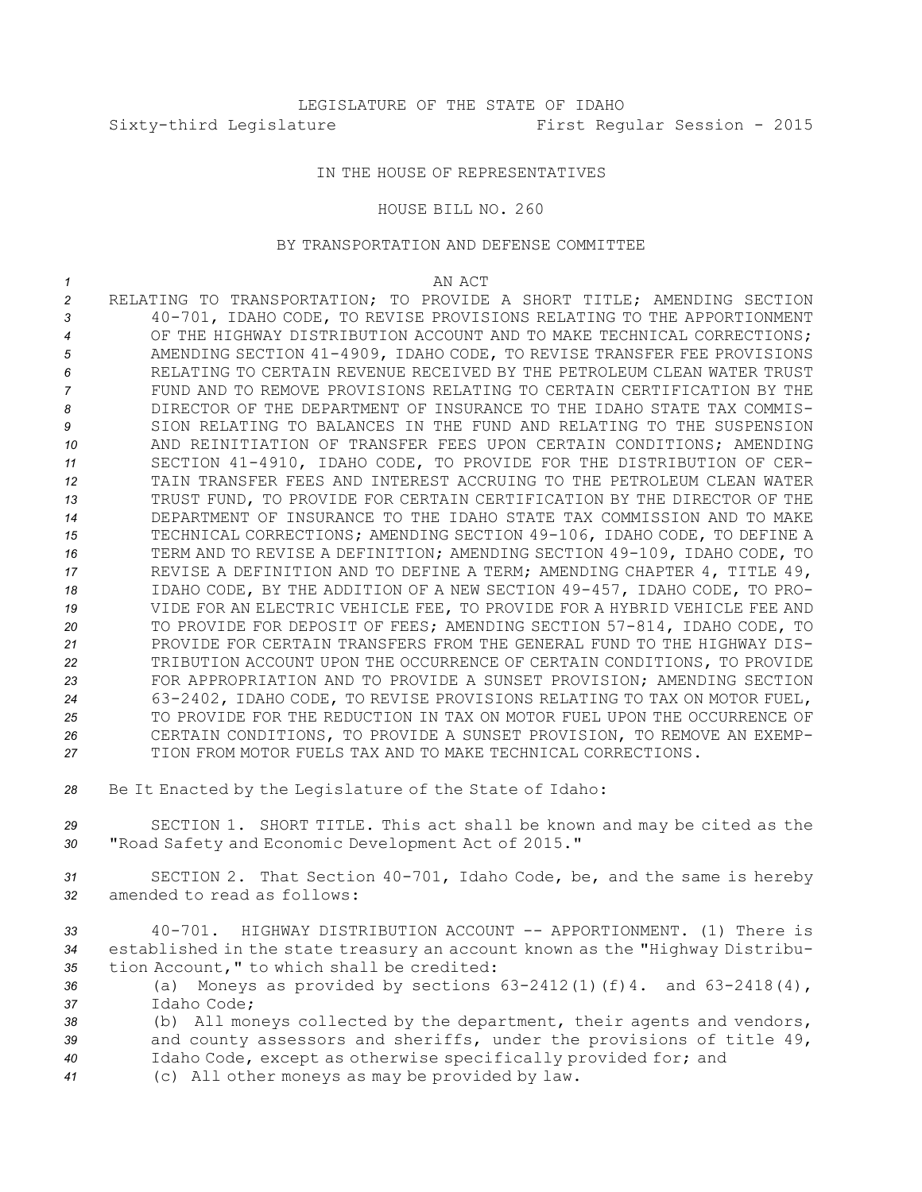LEGISLATURE OF THE STATE OF IDAHO

Sixty-third Legislature First Regular Session - 2015

IN THE HOUSE OF REPRESENTATIVES

HOUSE BILL NO. 260

BY TRANSPORTATION AND DEFENSE COMMITTEE

AN ACT

RELATING TO TRANSPORTATION; TO PROVIDE A SHORT TITLE; AMENDING SECTION 40-701, IDAHO CODE, TO REVISE PROVISIONS RELATING TO THE APPORTIONMENT OF THE HIGHWAY DISTRIBUTION ACCOUNT AND TO MAKE TECHNICAL CORRECTIONS; AMENDING SECTION 41-4909, IDAHO CODE, TO REVISE TRANSFER FEE PROVISIONS RELATING TO CERTAIN REVENUE RECEIVED BY THE PETROLEUM CLEAN WATER TRUST FUND AND TO REMOVE PROVISIONS RELATING TO CERTAIN CERTIFICATION BY THE DIRECTOR OF THE DEPARTMENT OF INSURANCE TO THE IDAHO STATE TAX COMMISSION RELATING TO BALANCES IN THE FUND AND RELATING TO THE SUSPENSION AND REINITIATION OF TRANSFER FEES UPON CERTAIN CONDITIONS; AMENDING SECTION 41-4910, IDAHO CODE, TO PROVIDE FOR THE DISTRIBUTION OF CERTAIN TRANSFER FEES AND INTEREST ACCRUING TO THE PETROLEUM CLEAN WATER TRUST FUND, TO PROVIDE FOR CERTAIN CERTIFICATION BY THE DIRECTOR OF THE DEPARTMENT OF INSURANCE TO THE IDAHO STATE TAX COMMISSION AND TO MAKE TECHNICAL CORRECTIONS; AMENDING SECTION 49-106, IDAHO CODE, TO DEFINE A TERM AND TO REVISE A DEFINITION; AMENDING SECTION 49-109, IDAHO CODE, TO REVISE A DEFINITION AND TO DEFINE A TERM; AMENDING CHAPTER 4, TITLE 49, IDAHO CODE, BY THE ADDITION OF A NEW SECTION 49-457, IDAHO CODE, TO PROVIDE FOR AN ELECTRIC VEHICLE FEE, TO PROVIDE FOR A HYBRID VEHICLE FEE AND TO PROVIDE FOR DEPOSIT OF FEES; AMENDING SECTION 57-814, IDAHO CODE, TO PROVIDE FOR CERTAIN TRANSFERS FROM THE GENERAL FUND TO THE HIGHWAY DISTRIBUTION ACCOUNT UPON THE OCCURRENCE OF CERTAIN CONDITIONS, TO PROVIDE FOR APPROPRIATION AND TO PROVIDE A SUNSET PROVISION; AMENDING SECTION 63-2402, IDAHO CODE, TO REVISE PROVISIONS RELATING TO TAX ON MOTOR FUEL, TO PROVIDE FOR THE REDUCTION IN TAX ON MOTOR FUEL UPON THE OCCURRENCE OF CERTAIN CONDITIONS, TO PROVIDE A SUNSET PROVISION, TO REMOVE AN EXEMPTION FROM MOTOR FUELS TAX AND TO MAKE TECHNICAL CORRECTIONS.

Be It Enacted by the Legislature of the State of Idaho:

SECTION 1. SHORT TITLE. This act shall be known and may be cited as the "Road Safety and Economic Development Act of 2015."

SECTION 2. That Section 40-701, Idaho Code, be, and the same is hereby amended to read as follows:

40-701. HIGHWAY DISTRIBUTION ACCOUNT -- APPORTIONMENT. (1) There is established in the state treasury an account known as the "Highway Distribution Account," to which shall be credited:

(a) Moneys as provided by sections 63-2412(1)(f)4. and 63-2418(4), Idaho Code;

(b) All moneys collected by the department, their agents and vendors, and county assessors and sheriffs, under the provisions of title 49, Idaho Code, except as otherwise specifically provided for; and

(c) All other moneys as may be provided by law.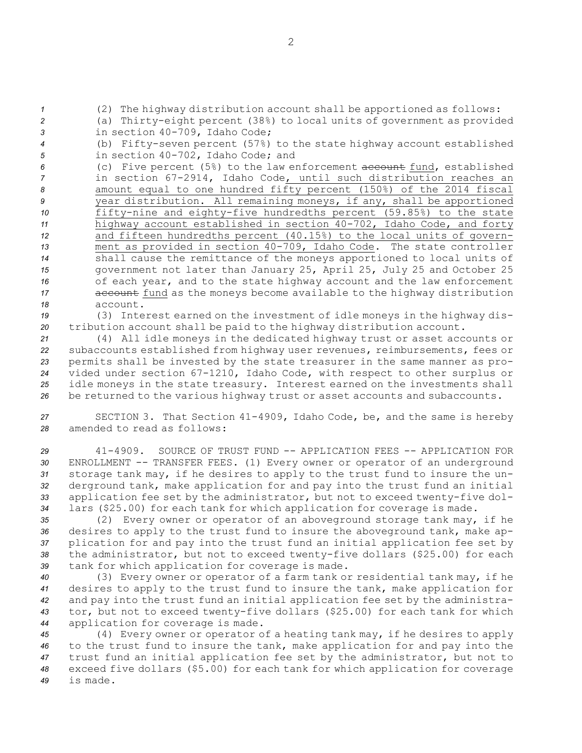(2) The highway distribution account shall be apportioned as follows:

(a) Thirty-eight percent (38%) to local units of government as provided in section 40-709, Idaho Code;

(b) Fifty-seven percent (57%) to the state highway account established in section 40-702, Idaho Code; and

(c) Five percent (5%) to the law enforcement ~~account~~ fund, established in section 67-2914, Idaho Code, until such distribution reaches an amount equal to one hundred fifty percent (150%) of the 2014 fiscal year distribution. All remaining moneys, if any, shall be apportioned fifty-nine and eighty-five hundredths percent (59.85%) to the state highway account established in section 40-702, Idaho Code, and forty and fifteen hundredths percent (40.15%) to the local units of government as provided in section 40-709, Idaho Code. The state controller shall cause the remittance of the moneys apportioned to local units of government not later than January 25, April 25, July 25 and October 25 of each year, and to the state highway account and the law enforcement ~~account~~ fund as the moneys become available to the highway distribution account.

(3) Interest earned on the investment of idle moneys in the highway distribution account shall be paid to the highway distribution account.

(4) All idle moneys in the dedicated highway trust or asset accounts or subaccounts established from highway user revenues, reimbursements, fees or permits shall be invested by the state treasurer in the same manner as provided under section 67-1210, Idaho Code, with respect to other surplus or idle moneys in the state treasury. Interest earned on the investments shall be returned to the various highway trust or asset accounts and subaccounts.

SECTION 3. That Section 41-4909, Idaho Code, be, and the same is hereby amended to read as follows:

41-4909. SOURCE OF TRUST FUND -- APPLICATION FEES -- APPLICATION FOR ENROLLMENT -- TRANSFER FEES. (1) Every owner or operator of an underground storage tank may, if he desires to apply to the trust fund to insure the underground tank, make application for and pay into the trust fund an initial application fee set by the administrator, but not to exceed twenty-five dollars ($25.00) for each tank for which application for coverage is made.

(2) Every owner or operator of an aboveground storage tank may, if he desires to apply to the trust fund to insure the aboveground tank, make application for and pay into the trust fund an initial application fee set by the administrator, but not to exceed twenty-five dollars ($25.00) for each tank for which application for coverage is made.

(3) Every owner or operator of a farm tank or residential tank may, if he desires to apply to the trust fund to insure the tank, make application for and pay into the trust fund an initial application fee set by the administrator, but not to exceed twenty-five dollars ($25.00) for each tank for which application for coverage is made.

(4) Every owner or operator of a heating tank may, if he desires to apply to the trust fund to insure the tank, make application for and pay into the trust fund an initial application fee set by the administrator, but not to exceed five dollars ($5.00) for each tank for which application for coverage is made.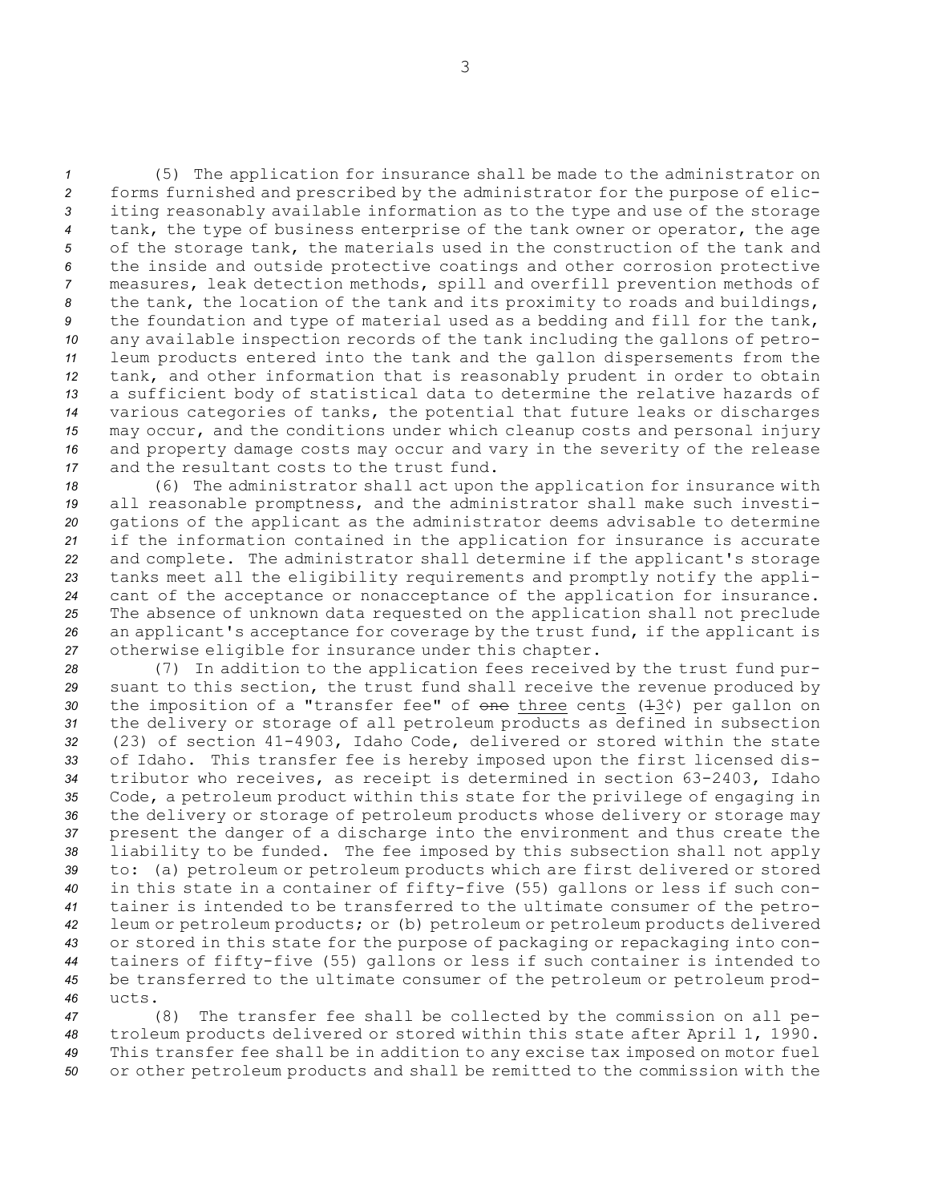(5) The application for insurance shall be made to the administrator on forms furnished and prescribed by the administrator for the purpose of eliciting reasonably available information as to the type and use of the storage tank, the type of business enterprise of the tank owner or operator, the age of the storage tank, the materials used in the construction of the tank and the inside and outside protective coatings and other corrosion protective measures, leak detection methods, spill and overfill prevention methods of the tank, the location of the tank and its proximity to roads and buildings, the foundation and type of material used as a bedding and fill for the tank, any available inspection records of the tank including the gallons of petroleum products entered into the tank and the gallon dispersements from the tank, and other information that is reasonably prudent in order to obtain a sufficient body of statistical data to determine the relative hazards of various categories of tanks, the potential that future leaks or discharges may occur, and the conditions under which cleanup costs and personal injury and property damage costs may occur and vary in the severity of the release and the resultant costs to the trust fund.

(6) The administrator shall act upon the application for insurance with all reasonable promptness, and the administrator shall make such investigations of the applicant as the administrator deems advisable to determine if the information contained in the application for insurance is accurate and complete. The administrator shall determine if the applicant's storage tanks meet all the eligibility requirements and promptly notify the applicant of the acceptance or nonacceptance of the application for insurance. The absence of unknown data requested on the application shall not preclude an applicant's acceptance for coverage by the trust fund, if the applicant is otherwise eligible for insurance under this chapter.

(7) In addition to the application fees received by the trust fund pursuant to this section, the trust fund shall receive the revenue produced by the imposition of a "transfer fee" of ~~one~~ three cents (~~1~~3¢) per gallon on the delivery or storage of all petroleum products as defined in subsection (23) of section 41-4903, Idaho Code, delivered or stored within the state of Idaho. This transfer fee is hereby imposed upon the first licensed distributor who receives, as receipt is determined in section 63-2403, Idaho Code, a petroleum product within this state for the privilege of engaging in the delivery or storage of petroleum products whose delivery or storage may present the danger of a discharge into the environment and thus create the liability to be funded. The fee imposed by this subsection shall not apply to: (a) petroleum or petroleum products which are first delivered or stored in this state in a container of fifty-five (55) gallons or less if such container is intended to be transferred to the ultimate consumer of the petroleum or petroleum products; or (b) petroleum or petroleum products delivered or stored in this state for the purpose of packaging or repackaging into containers of fifty-five (55) gallons or less if such container is intended to be transferred to the ultimate consumer of the petroleum or petroleum products.

(8) The transfer fee shall be collected by the commission on all petroleum products delivered or stored within this state after April 1, 1990. This transfer fee shall be in addition to any excise tax imposed on motor fuel or other petroleum products and shall be remitted to the commission with the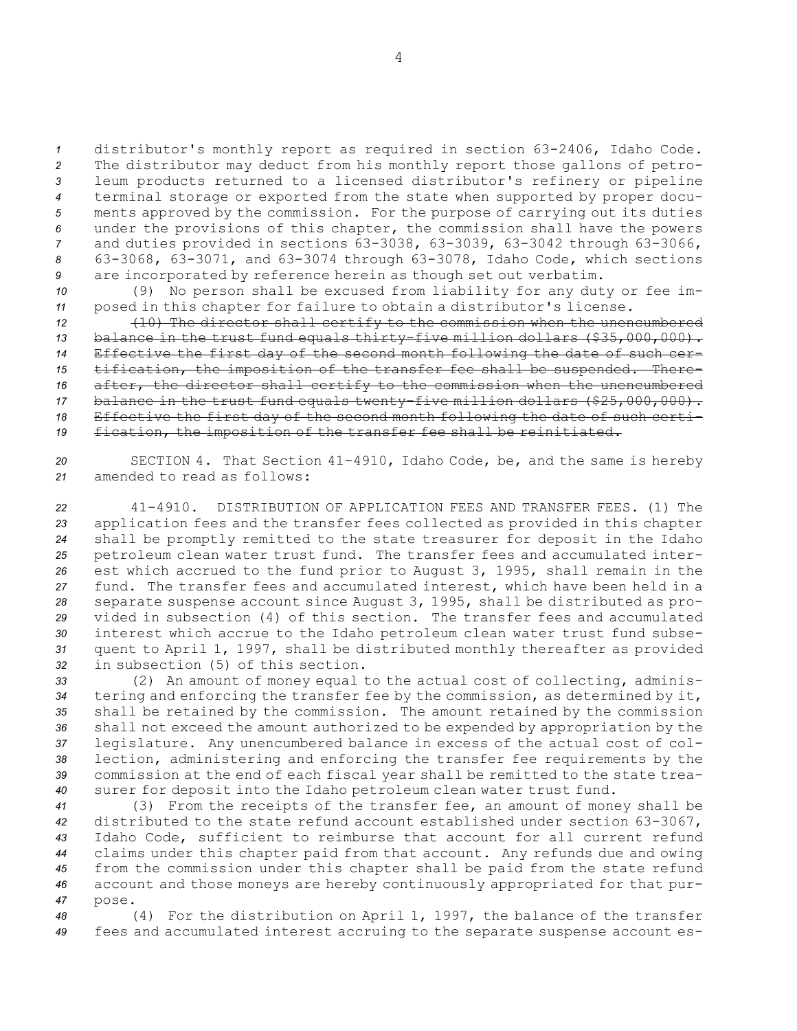distributor's monthly report as required in section 63-2406, Idaho Code. The distributor may deduct from his monthly report those gallons of petroleum products returned to a licensed distributor's refinery or pipeline terminal storage or exported from the state when supported by proper documents approved by the commission. For the purpose of carrying out its duties under the provisions of this chapter, the commission shall have the powers and duties provided in sections 63-3038, 63-3039, 63-3042 through 63-3066, 63-3068, 63-3071, and 63-3074 through 63-3078, Idaho Code, which sections are incorporated by reference herein as though set out verbatim.

(9) No person shall be excused from liability for any duty or fee imposed in this chapter for failure to obtain a distributor's license.

~~(10) The director shall certify to the commission when the unencumbered balance in the trust fund equals thirty-five million dollars ($35,000,000). Effective the first day of the second month following the date of such certification, the imposition of the transfer fee shall be suspended. Thereafter, the director shall certify to the commission when the unencumbered balance in the trust fund equals twenty-five million dollars ($25,000,000). Effective the first day of the second month following the date of such certification, the imposition of the transfer fee shall be reinitiated.~~

SECTION 4. That Section 41-4910, Idaho Code, be, and the same is hereby amended to read as follows:

41-4910. DISTRIBUTION OF APPLICATION FEES AND TRANSFER FEES. (1) The application fees and the transfer fees collected as provided in this chapter shall be promptly remitted to the state treasurer for deposit in the Idaho petroleum clean water trust fund. The transfer fees and accumulated interest which accrued to the fund prior to August 3, 1995, shall remain in the fund. The transfer fees and accumulated interest, which have been held in a separate suspense account since August 3, 1995, shall be distributed as provided in subsection (4) of this section. The transfer fees and accumulated interest which accrue to the Idaho petroleum clean water trust fund subsequent to April 1, 1997, shall be distributed monthly thereafter as provided in subsection (5) of this section.

(2) An amount of money equal to the actual cost of collecting, administering and enforcing the transfer fee by the commission, as determined by it, shall be retained by the commission. The amount retained by the commission shall not exceed the amount authorized to be expended by appropriation by the legislature. Any unencumbered balance in excess of the actual cost of collection, administering and enforcing the transfer fee requirements by the commission at the end of each fiscal year shall be remitted to the state treasurer for deposit into the Idaho petroleum clean water trust fund.

(3) From the receipts of the transfer fee, an amount of money shall be distributed to the state refund account established under section 63-3067, Idaho Code, sufficient to reimburse that account for all current refund claims under this chapter paid from that account. Any refunds due and owing from the commission under this chapter shall be paid from the state refund account and those moneys are hereby continuously appropriated for that purpose.

(4) For the distribution on April 1, 1997, the balance of the transfer fees and accumulated interest accruing to the separate suspense account es-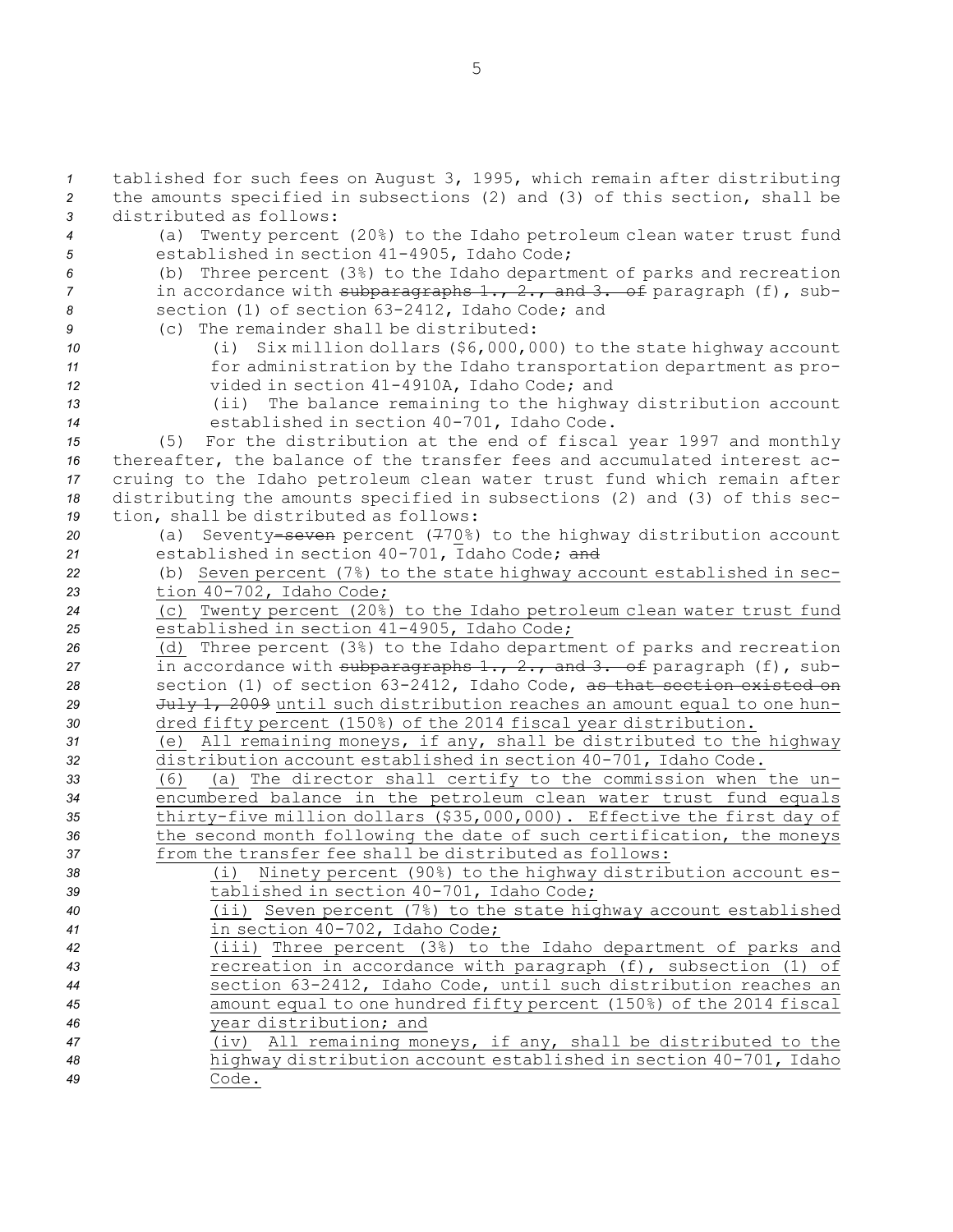tablished for such fees on August 3, 1995, which remain after distributing the amounts specified in subsections (2) and (3) of this section, shall be distributed as follows:

(a) Twenty percent (20%) to the Idaho petroleum clean water trust fund established in section 41-4905, Idaho Code;

(b) Three percent (3%) to the Idaho department of parks and recreation in accordance with ~~subparagraphs 1., 2., and 3. of~~ paragraph (f), subsection (1) of section 63-2412, Idaho Code; and

(c) The remainder shall be distributed:

(i) Six million dollars ($6,000,000) to the state highway account for administration by the Idaho transportation department as provided in section 41-4910A, Idaho Code; and

(ii) The balance remaining to the highway distribution account established in section 40-701, Idaho Code.

(5) For the distribution at the end of fiscal year 1997 and monthly thereafter, the balance of the transfer fees and accumulated interest accruing to the Idaho petroleum clean water trust fund which remain after distributing the amounts specified in subsections (2) and (3) of this section, shall be distributed as follows:

(a) Seventy~~-seven~~ percent (~~7~~70%) to the highway distribution account established in section 40-701, Idaho Code; ~~and~~

(b) Seven percent (7%) to the state highway account established in section 40-702, Idaho Code;

(c) Twenty percent (20%) to the Idaho petroleum clean water trust fund established in section 41-4905, Idaho Code;

(d) Three percent (3%) to the Idaho department of parks and recreation in accordance with ~~subparagraphs 1., 2., and 3. of~~ paragraph (f), subsection (1) of section 63-2412, Idaho Code, ~~as that section existed on July 1, 2009~~ until such distribution reaches an amount equal to one hundred fifty percent (150%) of the 2014 fiscal year distribution.

(e) All remaining moneys, if any, shall be distributed to the highway distribution account established in section 40-701, Idaho Code.

(6) (a) The director shall certify to the commission when the unencumbered balance in the petroleum clean water trust fund equals thirty-five million dollars ($35,000,000). Effective the first day of the second month following the date of such certification, the moneys from the transfer fee shall be distributed as follows:

(i) Ninety percent (90%) to the highway distribution account established in section 40-701, Idaho Code;

(ii) Seven percent (7%) to the state highway account established in section 40-702, Idaho Code;

(iii) Three percent (3%) to the Idaho department of parks and recreation in accordance with paragraph (f), subsection (1) of section 63-2412, Idaho Code, until such distribution reaches an amount equal to one hundred fifty percent (150%) of the 2014 fiscal year distribution; and

(iv) All remaining moneys, if any, shall be distributed to the highway distribution account established in section 40-701, Idaho Code.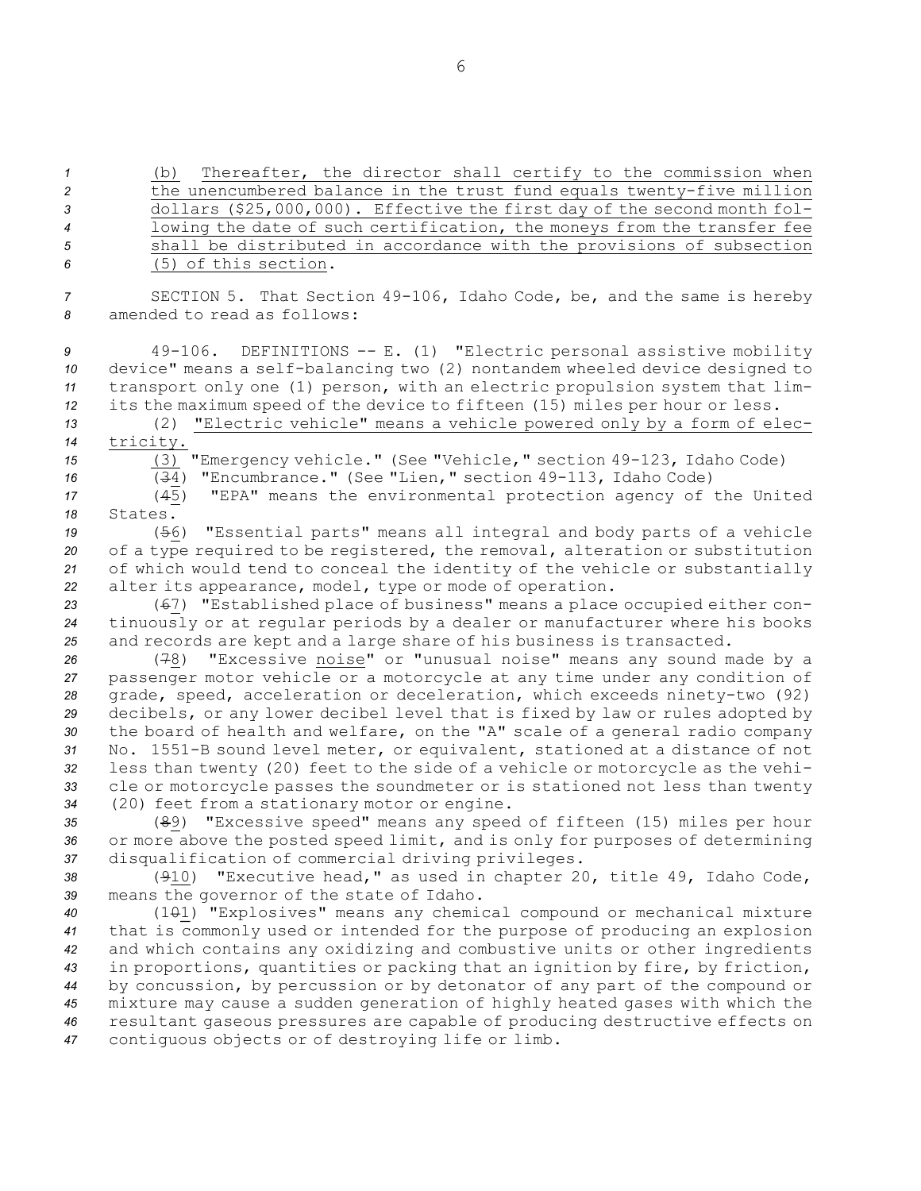(b) Thereafter, the director shall certify to the commission when the unencumbered balance in the trust fund equals twenty-five million dollars ($25,000,000). Effective the first day of the second month following the date of such certification, the moneys from the transfer fee shall be distributed in accordance with the provisions of subsection (5) of this section.

SECTION 5. That Section 49-106, Idaho Code, be, and the same is hereby amended to read as follows:

49-106. DEFINITIONS -- E. (1) "Electric personal assistive mobility device" means a self-balancing two (2) nontandem wheeled device designed to transport only one (1) person, with an electric propulsion system that limits the maximum speed of the device to fifteen (15) miles per hour or less.

(2) "Electric vehicle" means a vehicle powered only by a form of electricity.

(3) "Emergency vehicle." (See "Vehicle," section 49-123, Idaho Code)

(~~3~~4) "Encumbrance." (See "Lien," section 49-113, Idaho Code)

(~~4~~5) "EPA" means the environmental protection agency of the United States.

(~~5~~6) "Essential parts" means all integral and body parts of a vehicle of a type required to be registered, the removal, alteration or substitution of which would tend to conceal the identity of the vehicle or substantially alter its appearance, model, type or mode of operation.

(~~6~~7) "Established place of business" means a place occupied either continuously or at regular periods by a dealer or manufacturer where his books and records are kept and a large share of his business is transacted.

(~~7~~8) "Excessive noise" or "unusual noise" means any sound made by a passenger motor vehicle or a motorcycle at any time under any condition of grade, speed, acceleration or deceleration, which exceeds ninety-two (92) decibels, or any lower decibel level that is fixed by law or rules adopted by the board of health and welfare, on the "A" scale of a general radio company No. 1551-B sound level meter, or equivalent, stationed at a distance of not less than twenty (20) feet to the side of a vehicle or motorcycle as the vehicle or motorcycle passes the soundmeter or is stationed not less than twenty (20) feet from a stationary motor or engine.

(~~8~~9) "Excessive speed" means any speed of fifteen (15) miles per hour or more above the posted speed limit, and is only for purposes of determining disqualification of commercial driving privileges.

(~~9~~10) "Executive head," as used in chapter 20, title 49, Idaho Code, means the governor of the state of Idaho.

(1~~0~~1) "Explosives" means any chemical compound or mechanical mixture that is commonly used or intended for the purpose of producing an explosion and which contains any oxidizing and combustive units or other ingredients in proportions, quantities or packing that an ignition by fire, by friction, by concussion, by percussion or by detonator of any part of the compound or mixture may cause a sudden generation of highly heated gases with which the resultant gaseous pressures are capable of producing destructive effects on contiguous objects or of destroying life or limb.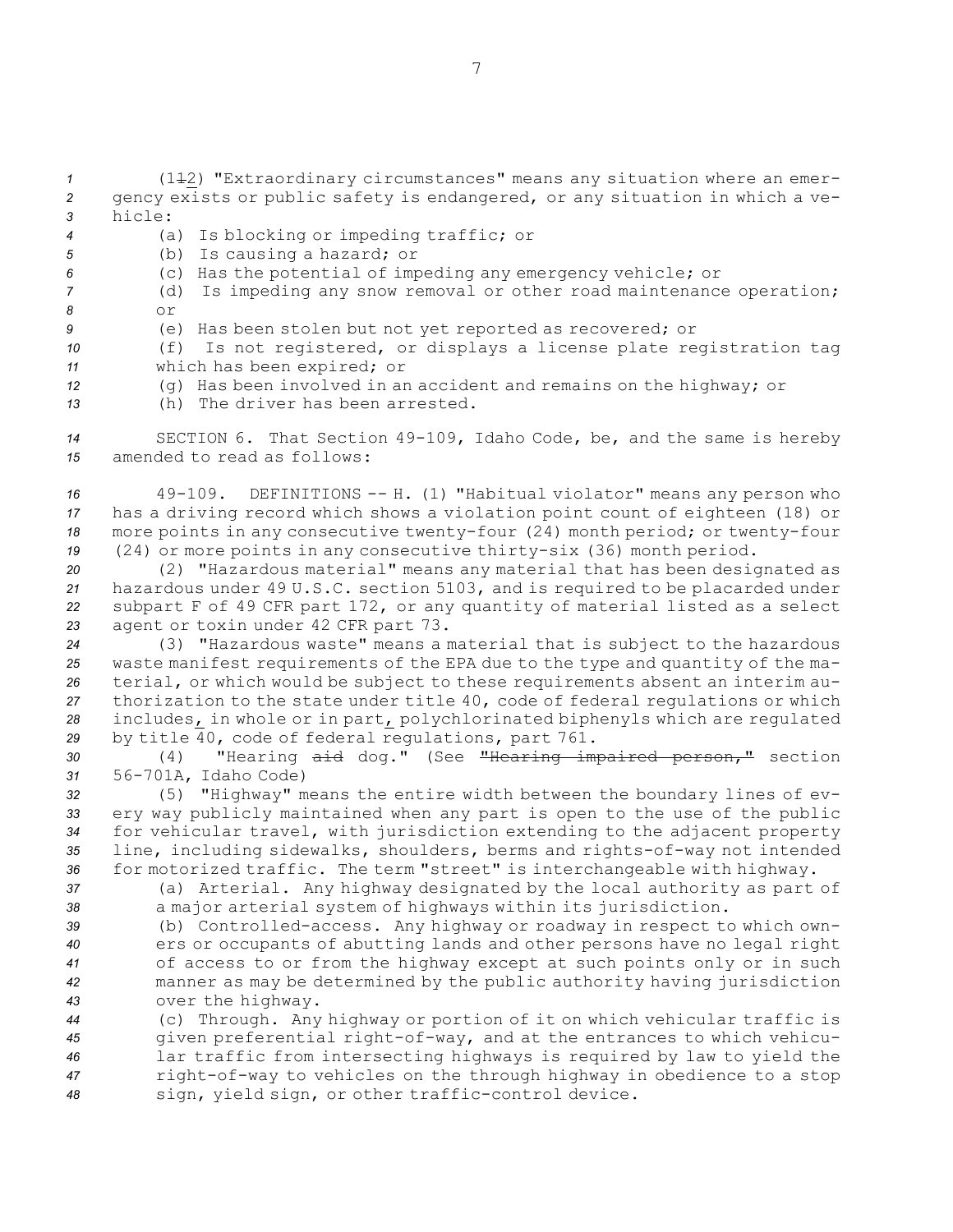(1~~1~~2) "Extraordinary circumstances" means any situation where an emergency exists or public safety is endangered, or any situation in which a vehicle:

(a) Is blocking or impeding traffic; or

(b) Is causing a hazard; or

(c) Has the potential of impeding any emergency vehicle; or

(d) Is impeding any snow removal or other road maintenance operation; or

(e) Has been stolen but not yet reported as recovered; or

(f) Is not registered, or displays a license plate registration tag which has been expired; or

(g) Has been involved in an accident and remains on the highway; or

(h) The driver has been arrested.

SECTION 6. That Section 49-109, Idaho Code, be, and the same is hereby amended to read as follows:

49-109. DEFINITIONS -- H. (1) "Habitual violator" means any person who has a driving record which shows a violation point count of eighteen (18) or more points in any consecutive twenty-four (24) month period; or twenty-four (24) or more points in any consecutive thirty-six (36) month period.

(2) "Hazardous material" means any material that has been designated as hazardous under 49 U.S.C. section 5103, and is required to be placarded under subpart F of 49 CFR part 172, or any quantity of material listed as a select agent or toxin under 42 CFR part 73.

(3) "Hazardous waste" means a material that is subject to the hazardous waste manifest requirements of the EPA due to the type and quantity of the material, or which would be subject to these requirements absent an interim authorization to the state under title 40, code of federal regulations or which includes, in whole or in part, polychlorinated biphenyls which are regulated by title 40, code of federal regulations, part 761.

(4) "Hearing ~~aid~~ dog." (See ~~"Hearing impaired person,"~~ section 56-701A, Idaho Code)

(5) "Highway" means the entire width between the boundary lines of every way publicly maintained when any part is open to the use of the public for vehicular travel, with jurisdiction extending to the adjacent property line, including sidewalks, shoulders, berms and rights-of-way not intended for motorized traffic. The term "street" is interchangeable with highway.

(a) Arterial. Any highway designated by the local authority as part of a major arterial system of highways within its jurisdiction.

(b) Controlled-access. Any highway or roadway in respect to which owners or occupants of abutting lands and other persons have no legal right of access to or from the highway except at such points only or in such manner as may be determined by the public authority having jurisdiction over the highway.

(c) Through. Any highway or portion of it on which vehicular traffic is given preferential right-of-way, and at the entrances to which vehicular traffic from intersecting highways is required by law to yield the right-of-way to vehicles on the through highway in obedience to a stop sign, yield sign, or other traffic-control device.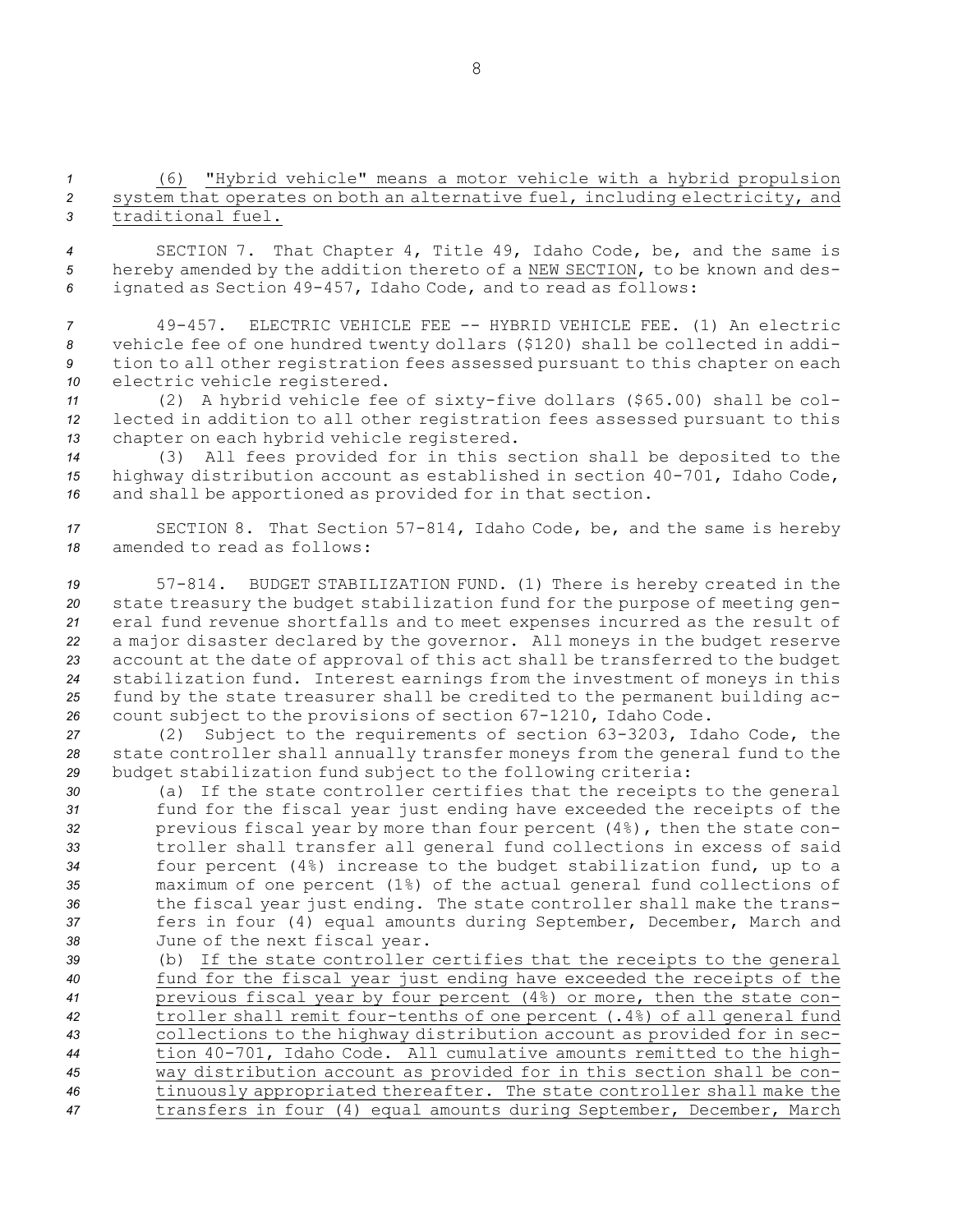(6) "Hybrid vehicle" means a motor vehicle with a hybrid propulsion system that operates on both an alternative fuel, including electricity, and traditional fuel.

SECTION 7. That Chapter 4, Title 49, Idaho Code, be, and the same is hereby amended by the addition thereto of a NEW SECTION, to be known and designated as Section 49-457, Idaho Code, and to read as follows:

49-457. ELECTRIC VEHICLE FEE -- HYBRID VEHICLE FEE. (1) An electric vehicle fee of one hundred twenty dollars ($120) shall be collected in addition to all other registration fees assessed pursuant to this chapter on each electric vehicle registered.

(2) A hybrid vehicle fee of sixty-five dollars ($65.00) shall be collected in addition to all other registration fees assessed pursuant to this chapter on each hybrid vehicle registered.

(3) All fees provided for in this section shall be deposited to the highway distribution account as established in section 40-701, Idaho Code, and shall be apportioned as provided for in that section.

SECTION 8. That Section 57-814, Idaho Code, be, and the same is hereby amended to read as follows:

57-814. BUDGET STABILIZATION FUND. (1) There is hereby created in the state treasury the budget stabilization fund for the purpose of meeting general fund revenue shortfalls and to meet expenses incurred as the result of a major disaster declared by the governor. All moneys in the budget reserve account at the date of approval of this act shall be transferred to the budget stabilization fund. Interest earnings from the investment of moneys in this fund by the state treasurer shall be credited to the permanent building account subject to the provisions of section 67-1210, Idaho Code.

(2) Subject to the requirements of section 63-3203, Idaho Code, the state controller shall annually transfer moneys from the general fund to the budget stabilization fund subject to the following criteria:

(a) If the state controller certifies that the receipts to the general fund for the fiscal year just ending have exceeded the receipts of the previous fiscal year by more than four percent (4%), then the state controller shall transfer all general fund collections in excess of said four percent (4%) increase to the budget stabilization fund, up to a maximum of one percent (1%) of the actual general fund collections of the fiscal year just ending. The state controller shall make the transfers in four (4) equal amounts during September, December, March and June of the next fiscal year.

(b) If the state controller certifies that the receipts to the general fund for the fiscal year just ending have exceeded the receipts of the previous fiscal year by four percent (4%) or more, then the state controller shall remit four-tenths of one percent (.4%) of all general fund collections to the highway distribution account as provided for in section 40-701, Idaho Code. All cumulative amounts remitted to the highway distribution account as provided for in this section shall be continuously appropriated thereafter. The state controller shall make the transfers in four (4) equal amounts during September, December, March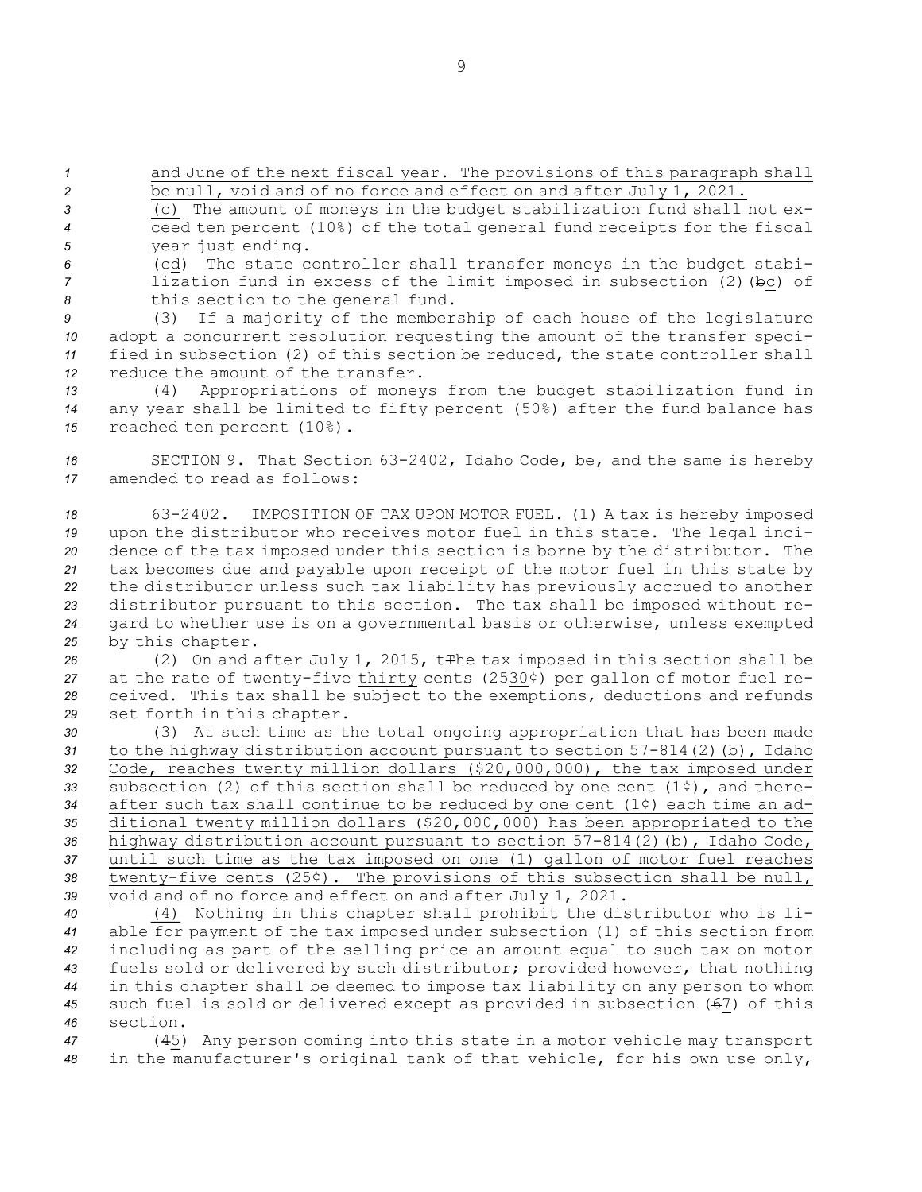and June of the next fiscal year. The provisions of this paragraph shall be null, void and of no force and effect on and after July 1, 2021.

(c) The amount of moneys in the budget stabilization fund shall not exceed ten percent (10%) of the total general fund receipts for the fiscal year just ending.

(ed) The state controller shall transfer moneys in the budget stabilization fund in excess of the limit imposed in subsection (2)(bc) of this section to the general fund.

(3) If a majority of the membership of each house of the legislature adopt a concurrent resolution requesting the amount of the transfer specified in subsection (2) of this section be reduced, the state controller shall reduce the amount of the transfer.

(4) Appropriations of moneys from the budget stabilization fund in any year shall be limited to fifty percent (50%) after the fund balance has reached ten percent (10%).

SECTION 9. That Section 63-2402, Idaho Code, be, and the same is hereby amended to read as follows:

63-2402. IMPOSITION OF TAX UPON MOTOR FUEL. (1) A tax is hereby imposed upon the distributor who receives motor fuel in this state. The legal incidence of the tax imposed under this section is borne by the distributor. The tax becomes due and payable upon receipt of the motor fuel in this state by the distributor unless such tax liability has previously accrued to another distributor pursuant to this section. The tax shall be imposed without regard to whether use is on a governmental basis or otherwise, unless exempted by this chapter.

(2) On and after July 1, 2015, tThe tax imposed in this section shall be at the rate of ~~twenty-five~~ thirty cents (2530¢) per gallon of motor fuel received. This tax shall be subject to the exemptions, deductions and refunds set forth in this chapter.

(3) At such time as the total ongoing appropriation that has been made to the highway distribution account pursuant to section 57-814(2)(b), Idaho Code, reaches twenty million dollars ($20,000,000), the tax imposed under subsection (2) of this section shall be reduced by one cent (1¢), and thereafter such tax shall continue to be reduced by one cent (1¢) each time an additional twenty million dollars ($20,000,000) has been appropriated to the highway distribution account pursuant to section 57-814(2)(b), Idaho Code, until such time as the tax imposed on one (1) gallon of motor fuel reaches twenty-five cents (25¢). The provisions of this subsection shall be null, void and of no force and effect on and after July 1, 2021.

(4) Nothing in this chapter shall prohibit the distributor who is liable for payment of the tax imposed under subsection (1) of this section from including as part of the selling price an amount equal to such tax on motor fuels sold or delivered by such distributor; provided however, that nothing in this chapter shall be deemed to impose tax liability on any person to whom such fuel is sold or delivered except as provided in subsection (67) of this section.

(45) Any person coming into this state in a motor vehicle may transport in the manufacturer's original tank of that vehicle, for his own use only,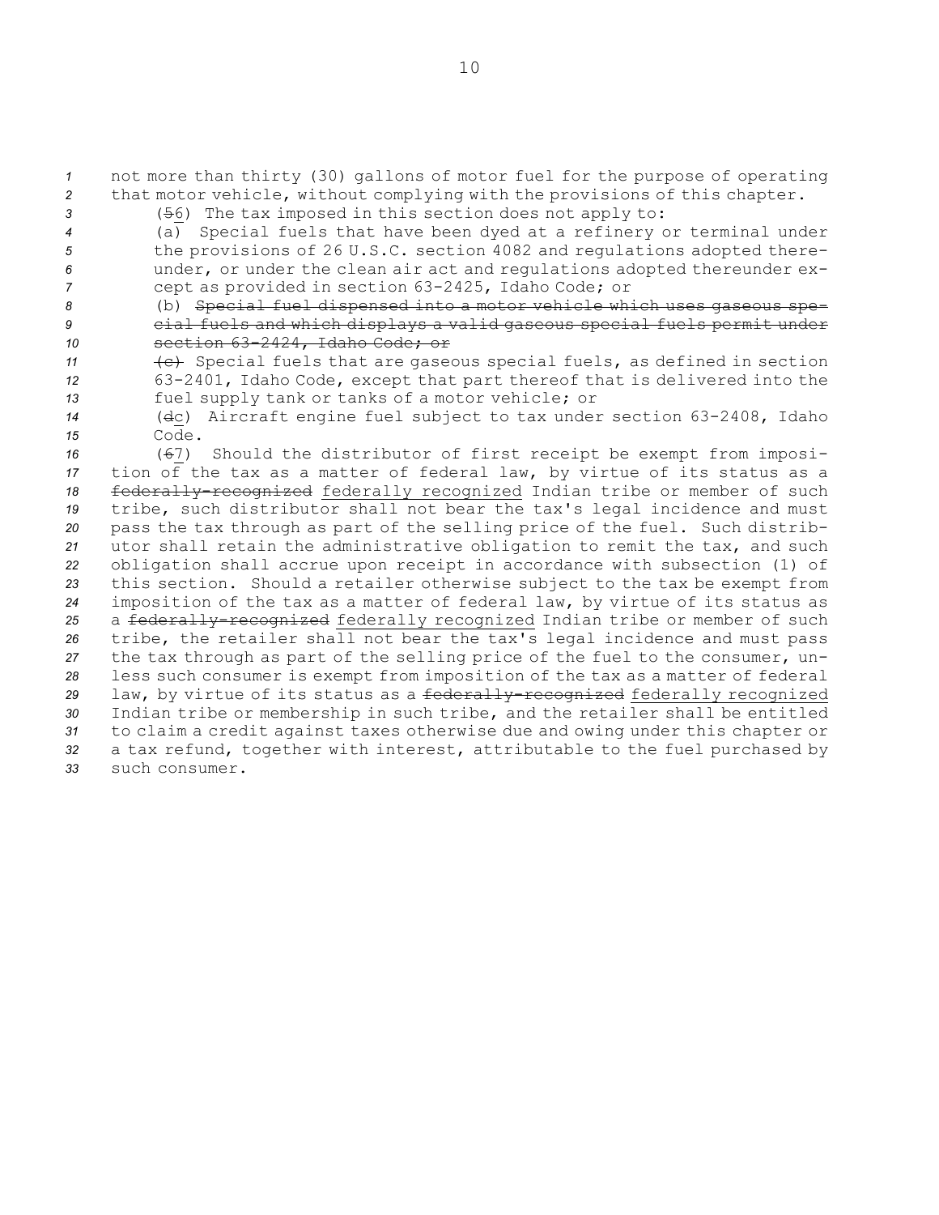not more than thirty (30) gallons of motor fuel for the purpose of operating that motor vehicle, without complying with the provisions of this chapter.

(~~5~~6) The tax imposed in this section does not apply to:

(a) Special fuels that have been dyed at a refinery or terminal under the provisions of 26 U.S.C. section 4082 and regulations adopted thereunder, or under the clean air act and regulations adopted thereunder except as provided in section 63-2425, Idaho Code; or

(b) ~~Special fuel dispensed into a motor vehicle which uses gaseous special fuels and which displays a valid gaseous special fuels permit under section 63-2424, Idaho Code; or~~

~~(c)~~ Special fuels that are gaseous special fuels, as defined in section 63-2401, Idaho Code, except that part thereof that is delivered into the fuel supply tank or tanks of a motor vehicle; or

(~~d~~c) Aircraft engine fuel subject to tax under section 63-2408, Idaho Code.

(~~6~~7) Should the distributor of first receipt be exempt from imposition of the tax as a matter of federal law, by virtue of its status as a ~~federally-recognized~~ federally recognized Indian tribe or member of such tribe, such distributor shall not bear the tax's legal incidence and must pass the tax through as part of the selling price of the fuel. Such distributor shall retain the administrative obligation to remit the tax, and such obligation shall accrue upon receipt in accordance with subsection (1) of this section. Should a retailer otherwise subject to the tax be exempt from imposition of the tax as a matter of federal law, by virtue of its status as a ~~federally-recognized~~ federally recognized Indian tribe or member of such tribe, the retailer shall not bear the tax's legal incidence and must pass the tax through as part of the selling price of the fuel to the consumer, unless such consumer is exempt from imposition of the tax as a matter of federal law, by virtue of its status as a ~~federally-recognized~~ federally recognized Indian tribe or membership in such tribe, and the retailer shall be entitled to claim a credit against taxes otherwise due and owing under this chapter or a tax refund, together with interest, attributable to the fuel purchased by such consumer.